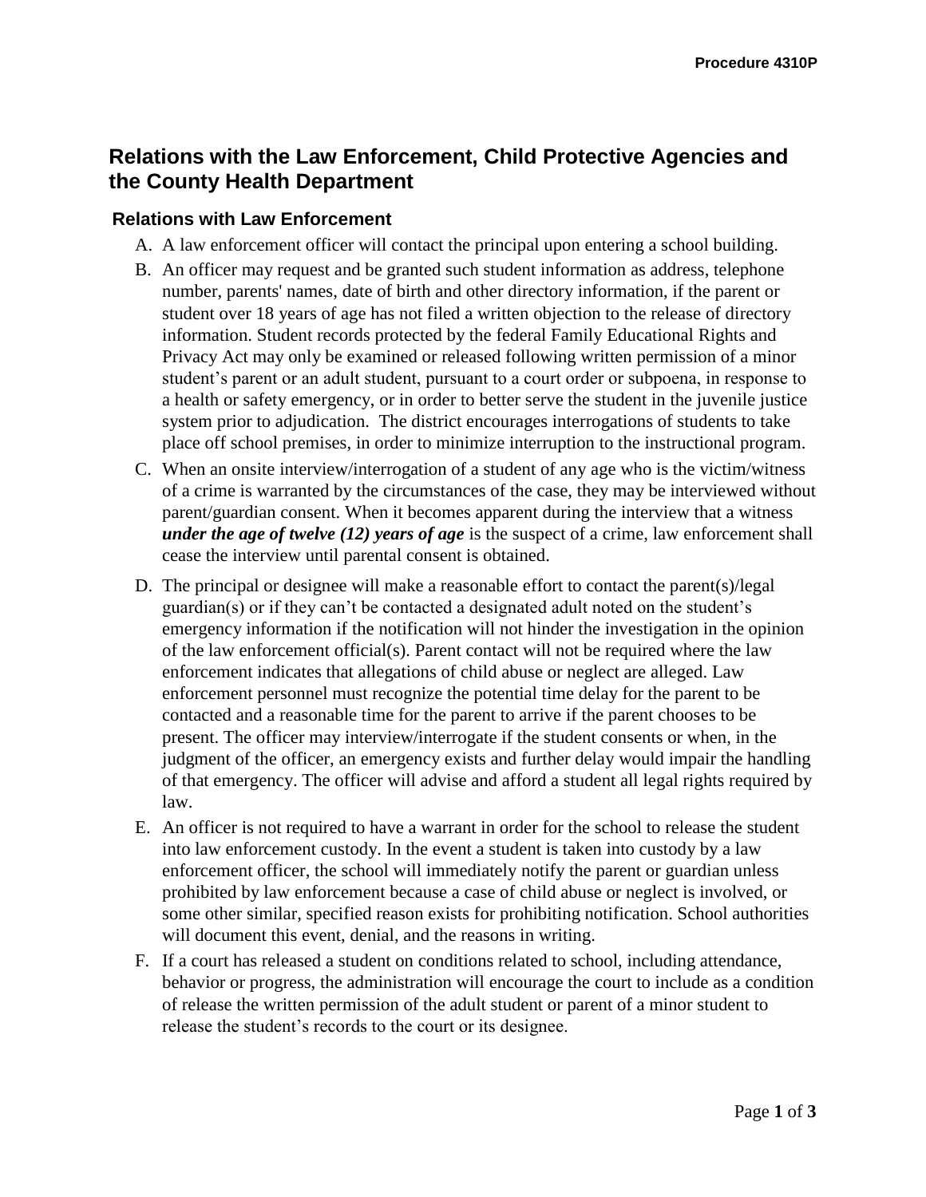# Relations with the Law Enforcement, Child Protective Agencies and the County Health Department

## Relations with Law Enforcement

A. A law enforcement officer will contact the principal upon entering a school building.

B. An officer may request and be granted such student information as address, telephone number, parents' names, date of birth and other directory information, if the parent or student over 18 years of age has not filed a written objection to the release of directory information. Student records protected by the federal Family Educational Rights and Privacy Act may only be examined or released following written permission of a minor student's parent or an adult student, pursuant to a court order or subpoena, in response to a health or safety emergency, or in order to better serve the student in the juvenile justice system prior to adjudication. The district encourages interrogations of students to take place off school premises, in order to minimize interruption to the instructional program.

C. When an onsite interview/interrogation of a student of any age who is the victim/witness of a crime is warranted by the circumstances of the case, they may be interviewed without parent/guardian consent. When it becomes apparent during the interview that a witness ***under the age of twelve (12) years of age*** is the suspect of a crime, law enforcement shall cease the interview until parental consent is obtained.

D. The principal or designee will make a reasonable effort to contact the parent(s)/legal guardian(s) or if they can't be contacted a designated adult noted on the student's emergency information if the notification will not hinder the investigation in the opinion of the law enforcement official(s). Parent contact will not be required where the law enforcement indicates that allegations of child abuse or neglect are alleged. Law enforcement personnel must recognize the potential time delay for the parent to be contacted and a reasonable time for the parent to arrive if the parent chooses to be present. The officer may interview/interrogate if the student consents or when, in the judgment of the officer, an emergency exists and further delay would impair the handling of that emergency. The officer will advise and afford a student all legal rights required by law.

E. An officer is not required to have a warrant in order for the school to release the student into law enforcement custody. In the event a student is taken into custody by a law enforcement officer, the school will immediately notify the parent or guardian unless prohibited by law enforcement because a case of child abuse or neglect is involved, or some other similar, specified reason exists for prohibiting notification. School authorities will document this event, denial, and the reasons in writing.

F. If a court has released a student on conditions related to school, including attendance, behavior or progress, the administration will encourage the court to include as a condition of release the written permission of the adult student or parent of a minor student to release the student's records to the court or its designee.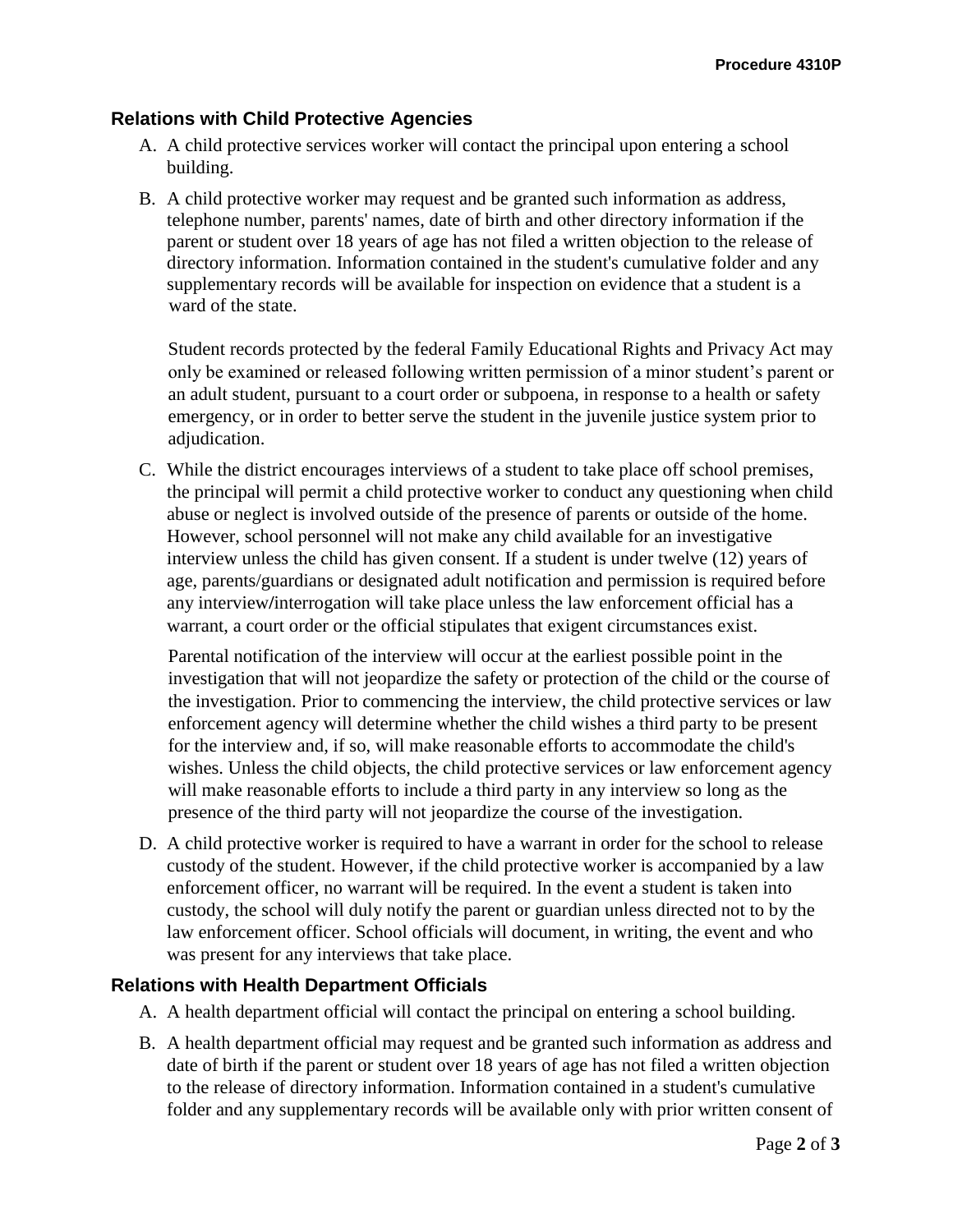## Relations with Child Protective Agencies

A. A child protective services worker will contact the principal upon entering a school building.

B. A child protective worker may request and be granted such information as address, telephone number, parents' names, date of birth and other directory information if the parent or student over 18 years of age has not filed a written objection to the release of directory information. Information contained in the student's cumulative folder and any supplementary records will be available for inspection on evidence that a student is a ward of the state.

   Student records protected by the federal Family Educational Rights and Privacy Act may only be examined or released following written permission of a minor student's parent or an adult student, pursuant to a court order or subpoena, in response to a health or safety emergency, or in order to better serve the student in the juvenile justice system prior to adjudication.

C. While the district encourages interviews of a student to take place off school premises, the principal will permit a child protective worker to conduct any questioning when child abuse or neglect is involved outside of the presence of parents or outside of the home. However, school personnel will not make any child available for an investigative interview unless the child has given consent. If a student is under twelve (12) years of age, parents/guardians or designated adult notification and permission is required before any interview/interrogation will take place unless the law enforcement official has a warrant, a court order or the official stipulates that exigent circumstances exist.

   Parental notification of the interview will occur at the earliest possible point in the investigation that will not jeopardize the safety or protection of the child or the course of the investigation. Prior to commencing the interview, the child protective services or law enforcement agency will determine whether the child wishes a third party to be present for the interview and, if so, will make reasonable efforts to accommodate the child's wishes. Unless the child objects, the child protective services or law enforcement agency will make reasonable efforts to include a third party in any interview so long as the presence of the third party will not jeopardize the course of the investigation.

D. A child protective worker is required to have a warrant in order for the school to release custody of the student. However, if the child protective worker is accompanied by a law enforcement officer, no warrant will be required. In the event a student is taken into custody, the school will duly notify the parent or guardian unless directed not to by the law enforcement officer. School officials will document, in writing, the event and who was present for any interviews that take place.

## Relations with Health Department Officials

A. A health department official will contact the principal on entering a school building.

B. A health department official may request and be granted such information as address and date of birth if the parent or student over 18 years of age has not filed a written objection to the release of directory information. Information contained in a student's cumulative folder and any supplementary records will be available only with prior written consent of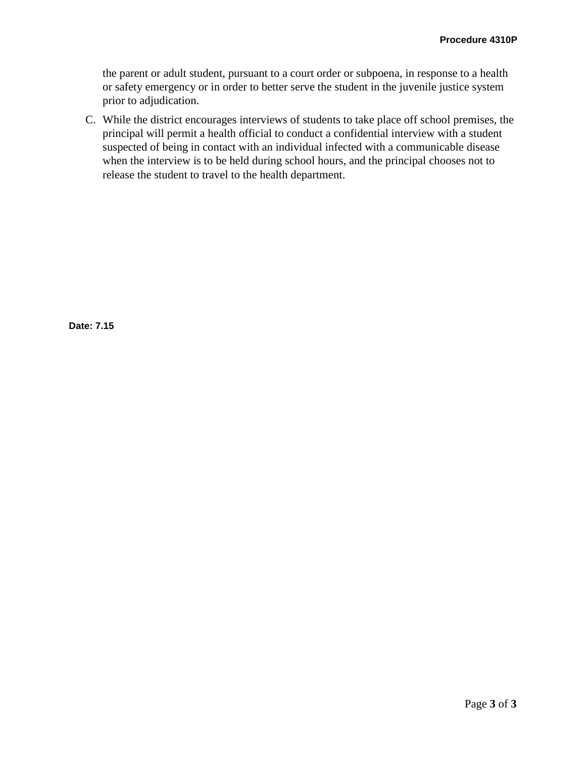the parent or adult student, pursuant to a court order or subpoena, in response to a health or safety emergency or in order to better serve the student in the juvenile justice system prior to adjudication.

C. While the district encourages interviews of students to take place off school premises, the principal will permit a health official to conduct a confidential interview with a student suspected of being in contact with an individual infected with a communicable disease when the interview is to be held during school hours, and the principal chooses not to release the student to travel to the health department.

**Date: 7.15**